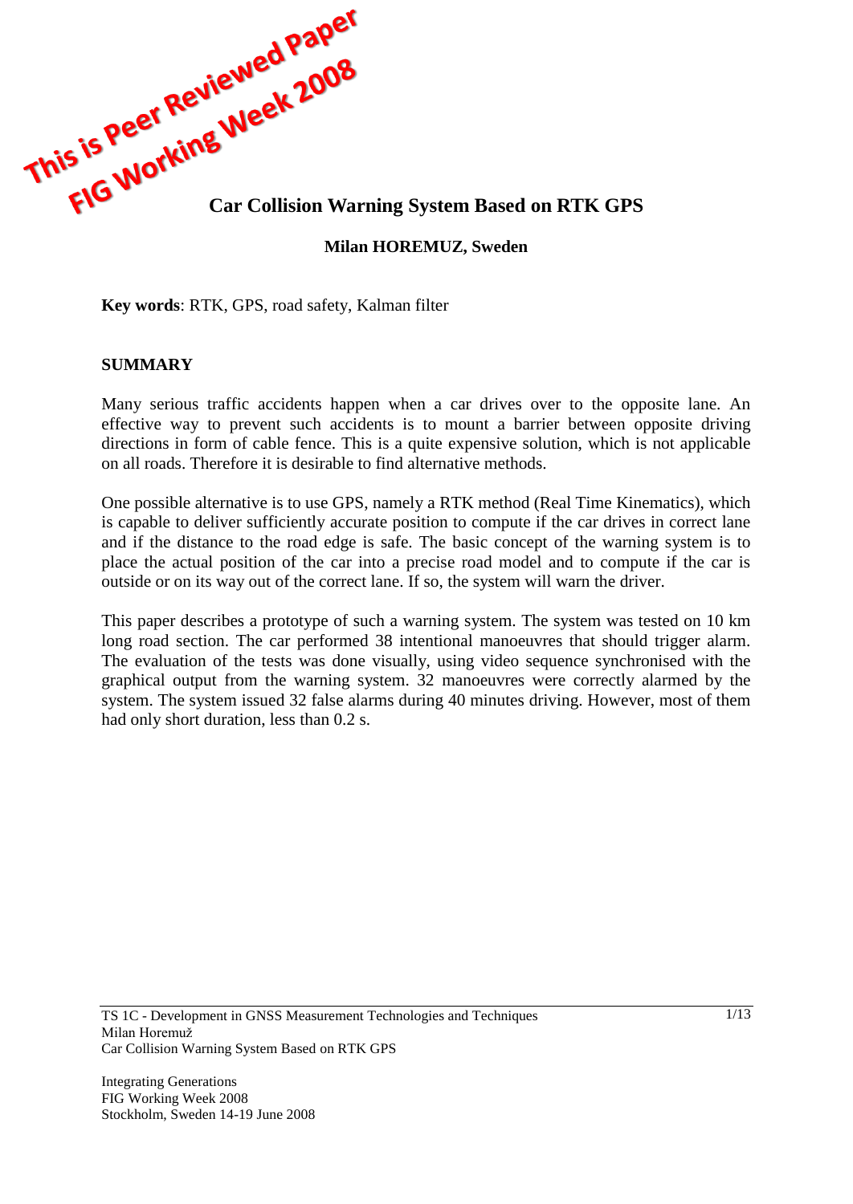This is Peer Reviewed Paper
FIG Working Week 2008

# Car Collision Warning System Based on RTK GPS

**Milan HOREMUZ, Sweden**

**Key words**: RTK, GPS, road safety, Kalman filter

## SUMMARY

Many serious traffic accidents happen when a car drives over to the opposite lane. An effective way to prevent such accidents is to mount a barrier between opposite driving directions in form of cable fence. This is a quite expensive solution, which is not applicable on all roads. Therefore it is desirable to find alternative methods.

One possible alternative is to use GPS, namely a RTK method (Real Time Kinematics), which is capable to deliver sufficiently accurate position to compute if the car drives in correct lane and if the distance to the road edge is safe. The basic concept of the warning system is to place the actual position of the car into a precise road model and to compute if the car is outside or on its way out of the correct lane. If so, the system will warn the driver.

This paper describes a prototype of such a warning system. The system was tested on 10 km long road section. The car performed 38 intentional manoeuvres that should trigger alarm. The evaluation of the tests was done visually, using video sequence synchronised with the graphical output from the warning system. 32 manoeuvres were correctly alarmed by the system. The system issued 32 false alarms during 40 minutes driving. However, most of them had only short duration, less than 0.2 s.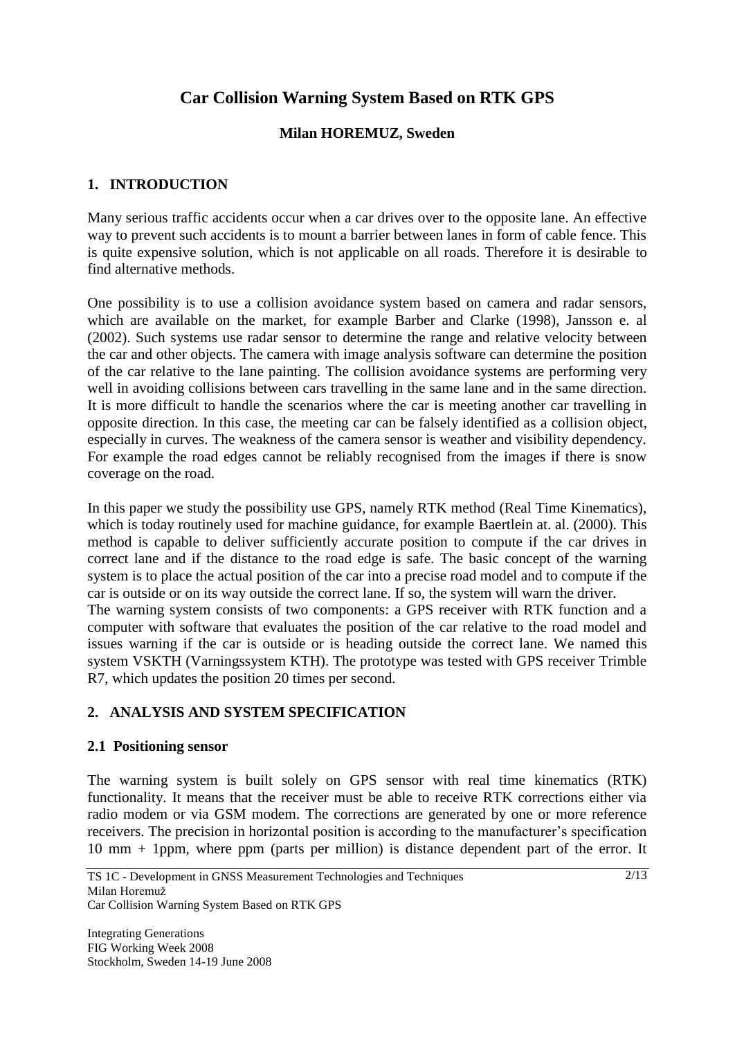# Car Collision Warning System Based on RTK GPS

**Milan HOREMUZ, Sweden**

## 1. INTRODUCTION

Many serious traffic accidents occur when a car drives over to the opposite lane. An effective way to prevent such accidents is to mount a barrier between lanes in form of cable fence. This is quite expensive solution, which is not applicable on all roads. Therefore it is desirable to find alternative methods.

One possibility is to use a collision avoidance system based on camera and radar sensors, which are available on the market, for example Barber and Clarke (1998), Jansson e. al (2002). Such systems use radar sensor to determine the range and relative velocity between the car and other objects. The camera with image analysis software can determine the position of the car relative to the lane painting. The collision avoidance systems are performing very well in avoiding collisions between cars travelling in the same lane and in the same direction. It is more difficult to handle the scenarios where the car is meeting another car travelling in opposite direction. In this case, the meeting car can be falsely identified as a collision object, especially in curves. The weakness of the camera sensor is weather and visibility dependency. For example the road edges cannot be reliably recognised from the images if there is snow coverage on the road.

In this paper we study the possibility use GPS, namely RTK method (Real Time Kinematics), which is today routinely used for machine guidance, for example Baertlein at. al. (2000). This method is capable to deliver sufficiently accurate position to compute if the car drives in correct lane and if the distance to the road edge is safe. The basic concept of the warning system is to place the actual position of the car into a precise road model and to compute if the car is outside or on its way outside the correct lane. If so, the system will warn the driver.
The warning system consists of two components: a GPS receiver with RTK function and a computer with software that evaluates the position of the car relative to the road model and issues warning if the car is outside or is heading outside the correct lane. We named this system VSKTH (Varningssystem KTH). The prototype was tested with GPS receiver Trimble R7, which updates the position 20 times per second.

## 2. ANALYSIS AND SYSTEM SPECIFICATION

### 2.1 Positioning sensor

The warning system is built solely on GPS sensor with real time kinematics (RTK) functionality. It means that the receiver must be able to receive RTK corrections either via radio modem or via GSM modem. The corrections are generated by one or more reference receivers. The precision in horizontal position is according to the manufacturer's specification 10 mm + 1ppm, where ppm (parts per million) is distance dependent part of the error. It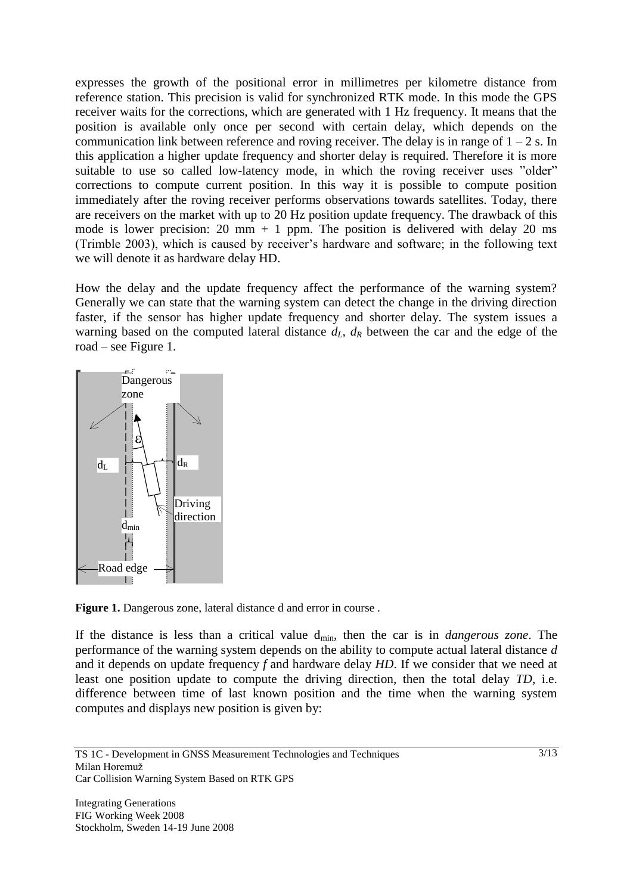expresses the growth of the positional error in millimetres per kilometre distance from reference station. This precision is valid for synchronized RTK mode. In this mode the GPS receiver waits for the corrections, which are generated with 1 Hz frequency. It means that the position is available only once per second with certain delay, which depends on the communication link between reference and roving receiver. The delay is in range of 1 – 2 s. In this application a higher update frequency and shorter delay is required. Therefore it is more suitable to use so called low-latency mode, in which the roving receiver uses "older" corrections to compute current position. In this way it is possible to compute position immediately after the roving receiver performs observations towards satellites. Today, there are receivers on the market with up to 20 Hz position update frequency. The drawback of this mode is lower precision: 20 mm + 1 ppm. The position is delivered with delay 20 ms (Trimble 2003), which is caused by receiver's hardware and software; in the following text we will denote it as hardware delay HD.

How the delay and the update frequency affect the performance of the warning system? Generally we can state that the warning system can detect the change in the driving direction faster, if the sensor has higher update frequency and shorter delay. The system issues a warning based on the computed lateral distance $d_L$, $d_R$ between the car and the edge of the road – see Figure 1.

**Figure 1.** Dangerous zone, lateral distance d and error in course .

If the distance is less than a critical value $d_{min}$, then the car is in *dangerous zone*. The performance of the warning system depends on the ability to compute actual lateral distance *d* and it depends on update frequency *f* and hardware delay *HD*. If we consider that we need at least one position update to compute the driving direction, then the total delay *TD*, i.e. difference between time of last known position and the time when the warning system computes and displays new position is given by: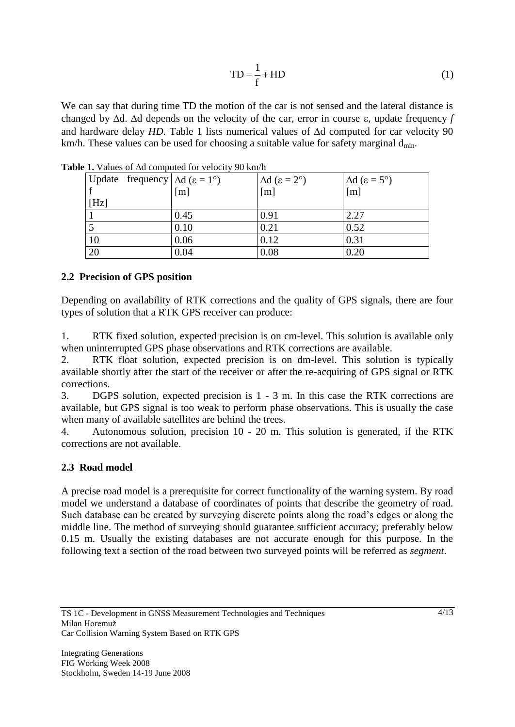$$\mathrm{TD} = \frac{1}{\mathrm{f}} + \mathrm{HD} \tag{1}$$

We can say that during time TD the motion of the car is not sensed and the lateral distance is changed by $\Delta$d. $\Delta$d depends on the velocity of the car, error in course $\varepsilon$, update frequency *f* and hardware delay *HD*. Table 1 lists numerical values of $\Delta$d computed for car velocity 90 km/h. These values can be used for choosing a suitable value for safety marginal $d_{min}$.

**Table 1.** Values of $\Delta$d computed for velocity 90 km/h

| Update frequency f [Hz] | $\Delta$d ($\varepsilon = 1°$) [m] | $\Delta$d ($\varepsilon = 2°$) [m] | $\Delta$d ($\varepsilon = 5°$) [m] |
|---|---|---|---|
| 1 | 0.45 | 0.91 | 2.27 |
| 5 | 0.10 | 0.21 | 0.52 |
| 10 | 0.06 | 0.12 | 0.31 |
| 20 | 0.04 | 0.08 | 0.20 |

## 2.2 Precision of GPS position

Depending on availability of RTK corrections and the quality of GPS signals, there are four types of solution that a RTK GPS receiver can produce:

1. RTK fixed solution, expected precision is on cm-level. This solution is available only when uninterrupted GPS phase observations and RTK corrections are available.
2. RTK float solution, expected precision is on dm-level. This solution is typically available shortly after the start of the receiver or after the re-acquiring of GPS signal or RTK corrections.
3. DGPS solution, expected precision is 1 - 3 m. In this case the RTK corrections are available, but GPS signal is too weak to perform phase observations. This is usually the case when many of available satellites are behind the trees.
4. Autonomous solution, precision 10 - 20 m. This solution is generated, if the RTK corrections are not available.

## 2.3 Road model

A precise road model is a prerequisite for correct functionality of the warning system. By road model we understand a database of coordinates of points that describe the geometry of road. Such database can be created by surveying discrete points along the road's edges or along the middle line. The method of surveying should guarantee sufficient accuracy; preferably below 0.15 m. Usually the existing databases are not accurate enough for this purpose. In the following text a section of the road between two surveyed points will be referred as *segment*.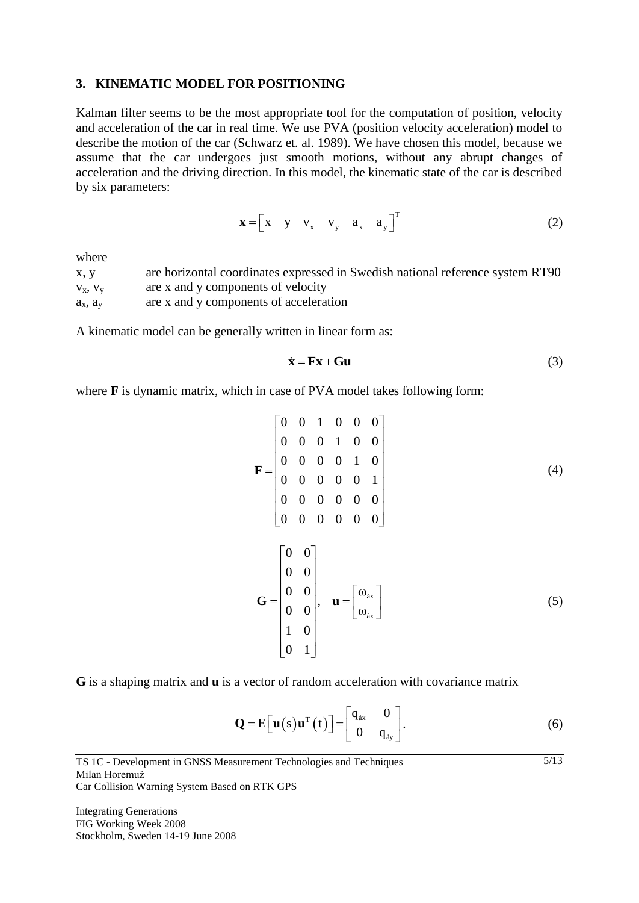## 3. KINEMATIC MODEL FOR POSITIONING

Kalman filter seems to be the most appropriate tool for the computation of position, velocity and acceleration of the car in real time. We use PVA (position velocity acceleration) model to describe the motion of the car (Schwarz et. al. 1989). We have chosen this model, because we assume that the car undergoes just smooth motions, without any abrupt changes of acceleration and the driving direction. In this model, the kinematic state of the car is described by six parameters:

$$\mathbf{x} = \begin{bmatrix} x & y & v_x & v_y & a_x & a_y \end{bmatrix}^T \tag{2}$$

where

$x, y$ are horizontal coordinates expressed in Swedish national reference system RT90

$v_x, v_y$ are x and y components of velocity

$a_x, a_y$ are x and y components of acceleration

A kinematic model can be generally written in linear form as:

$$\dot{\mathbf{x}} = \mathbf{F}\mathbf{x} + \mathbf{G}\mathbf{u} \tag{3}$$

where **F** is dynamic matrix, which in case of PVA model takes following form:

$$\mathbf{F} = \begin{bmatrix} 0 & 0 & 1 & 0 & 0 & 0 \\ 0 & 0 & 0 & 1 & 0 & 0 \\ 0 & 0 & 0 & 0 & 1 & 0 \\ 0 & 0 & 0 & 0 & 0 & 1 \\ 0 & 0 & 0 & 0 & 0 & 0 \\ 0 & 0 & 0 & 0 & 0 & 0 \end{bmatrix} \tag{4}$$

$$\mathbf{G} = \begin{bmatrix} 0 & 0 \\ 0 & 0 \\ 0 & 0 \\ 0 & 0 \\ 1 & 0 \\ 0 & 1 \end{bmatrix}, \quad \mathbf{u} = \begin{bmatrix} \omega_{\dot{a}x} \\ \omega_{\dot{a}x} \end{bmatrix} \tag{5}$$

**G** is a shaping matrix and **u** is a vector of random acceleration with covariance matrix

$$\mathbf{Q} = E\left[\mathbf{u}(s)\mathbf{u}^T(t)\right] = \begin{bmatrix} q_{\dot{a}x} & 0 \\ 0 & q_{\dot{a}y} \end{bmatrix}. \tag{6}$$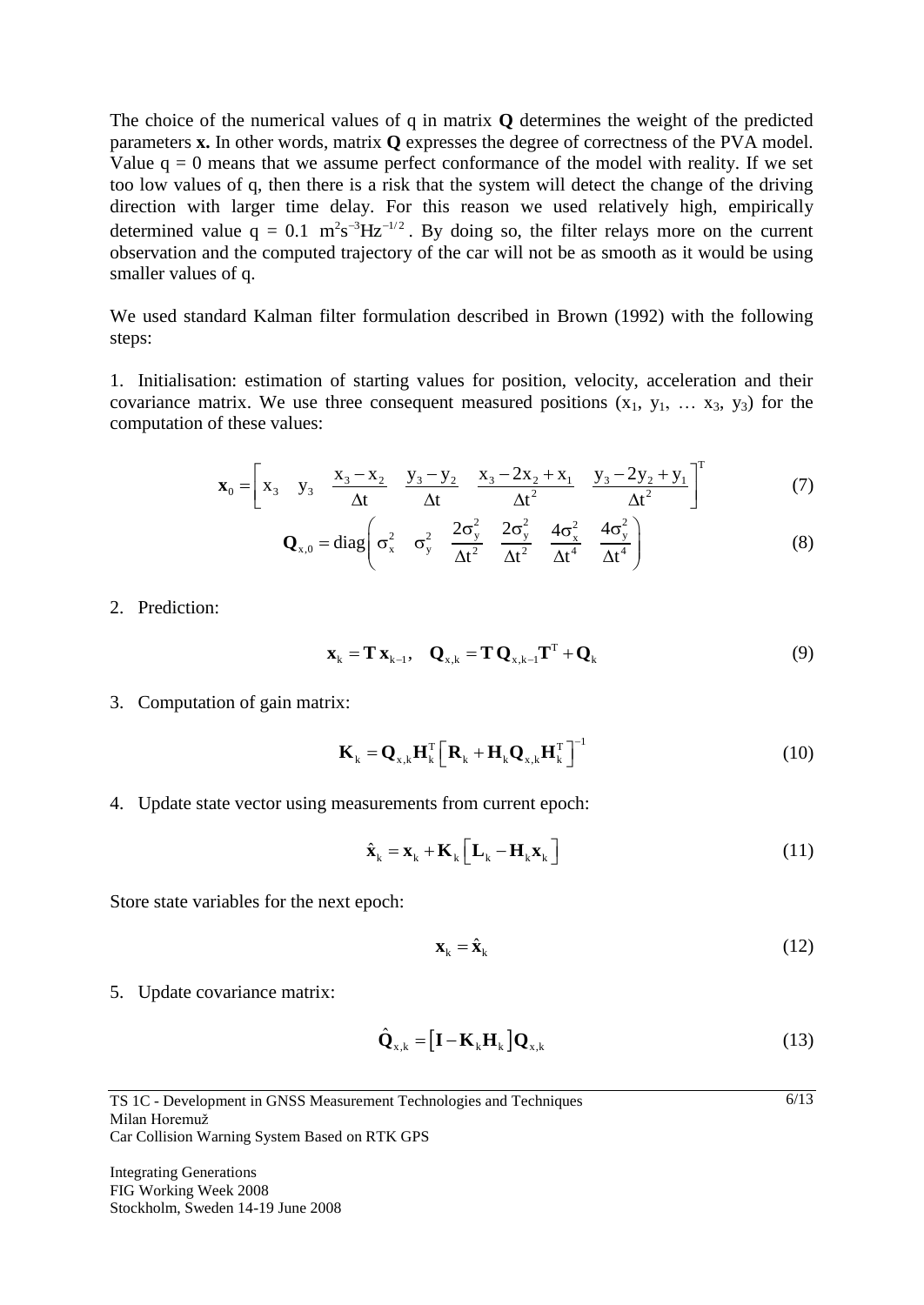The choice of the numerical values of q in matrix **Q** determines the weight of the predicted parameters **x.** In other words, matrix **Q** expresses the degree of correctness of the PVA model. Value q = 0 means that we assume perfect conformance of the model with reality. If we set too low values of q, then there is a risk that the system will detect the change of the driving direction with larger time delay. For this reason we used relatively high, empirically determined value $q = 0.1 \ \mathrm{m^2 s^{-3} Hz^{-1/2}}$. By doing so, the filter relays more on the current observation and the computed trajectory of the car will not be as smooth as it would be using smaller values of q.

We used standard Kalman filter formulation described in Brown (1992) with the following steps:

1. Initialisation: estimation of starting values for position, velocity, acceleration and their covariance matrix. We use three consequent measured positions ($x_1$, $y_1$, … $x_3$, $y_3$) for the computation of these values:

$$\mathbf{x}_0 = \left[ x_3 \quad y_3 \quad \frac{x_3 - x_2}{\Delta t} \quad \frac{y_3 - y_2}{\Delta t} \quad \frac{x_3 - 2x_2 + x_1}{\Delta t^2} \quad \frac{y_3 - 2y_2 + y_1}{\Delta t^2} \right]^{\mathrm{T}} \tag{7}$$

$$\mathbf{Q}_{x,0} = \mathrm{diag}\left( \sigma_x^2 \quad \sigma_y^2 \quad \frac{2\sigma_y^2}{\Delta t^2} \quad \frac{2\sigma_y^2}{\Delta t^2} \quad \frac{4\sigma_x^2}{\Delta t^4} \quad \frac{4\sigma_y^2}{\Delta t^4} \right) \tag{8}$$

2. Prediction:

$$\mathbf{x}_k = \mathbf{T}\,\mathbf{x}_{k-1}, \quad \mathbf{Q}_{x,k} = \mathbf{T}\,\mathbf{Q}_{x,k-1}\mathbf{T}^{\mathrm{T}} + \mathbf{Q}_k \tag{9}$$

3. Computation of gain matrix:

$$\mathbf{K}_k = \mathbf{Q}_{x,k}\mathbf{H}_k^{\mathrm{T}}\left[ \mathbf{R}_k + \mathbf{H}_k\mathbf{Q}_{x,k}\mathbf{H}_k^{\mathrm{T}} \right]^{-1} \tag{10}$$

4. Update state vector using measurements from current epoch:

$$\hat{\mathbf{x}}_k = \mathbf{x}_k + \mathbf{K}_k\left[ \mathbf{L}_k - \mathbf{H}_k\mathbf{x}_k \right] \tag{11}$$

Store state variables for the next epoch:

$$\mathbf{x}_k = \hat{\mathbf{x}}_k \tag{12}$$

5. Update covariance matrix:

$$\hat{\mathbf{Q}}_{x,k} = \left[ \mathbf{I} - \mathbf{K}_k\mathbf{H}_k \right]\mathbf{Q}_{x,k} \tag{13}$$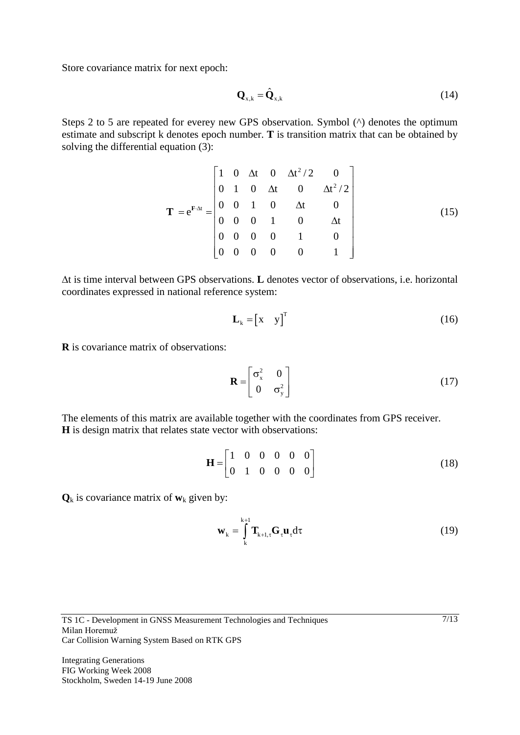Store covariance matrix for next epoch:

$$\mathbf{Q}_{x,k} = \hat{\mathbf{Q}}_{x,k} \tag{14}$$

Steps 2 to 5 are repeated for everey new GPS observation. Symbol (^) denotes the optimum estimate and subscript k denotes epoch number. **T** is transition matrix that can be obtained by solving the differential equation (3):

$$\mathbf{T} = e^{\mathbf{F}\cdot\Delta t} = \begin{bmatrix} 1 & 0 & \Delta t & 0 & \Delta t^2/2 & 0 \\ 0 & 1 & 0 & \Delta t & 0 & \Delta t^2/2 \\ 0 & 0 & 1 & 0 & \Delta t & 0 \\ 0 & 0 & 0 & 1 & 0 & \Delta t \\ 0 & 0 & 0 & 0 & 1 & 0 \\ 0 & 0 & 0 & 0 & 0 & 1 \end{bmatrix} \tag{15}$$

$\Delta t$ is time interval between GPS observations. **L** denotes vector of observations, i.e. horizontal coordinates expressed in national reference system:

$$\mathbf{L}_k = \begin{bmatrix} x & y \end{bmatrix}^T \tag{16}$$

**R** is covariance matrix of observations:

$$\mathbf{R} = \begin{bmatrix} \sigma_x^2 & 0 \\ 0 & \sigma_y^2 \end{bmatrix} \tag{17}$$

The elements of this matrix are available together with the coordinates from GPS receiver.
**H** is design matrix that relates state vector with observations:

$$\mathbf{H} = \begin{bmatrix} 1 & 0 & 0 & 0 & 0 & 0 \\ 0 & 1 & 0 & 0 & 0 & 0 \end{bmatrix} \tag{18}$$

$\mathbf{Q}_k$ is covariance matrix of $\mathbf{w}_k$ given by:

$$\mathbf{w}_k = \int_k^{k+1} \mathbf{T}_{k+1,\tau}\mathbf{G}_\tau \mathbf{u}_\tau d\tau \tag{19}$$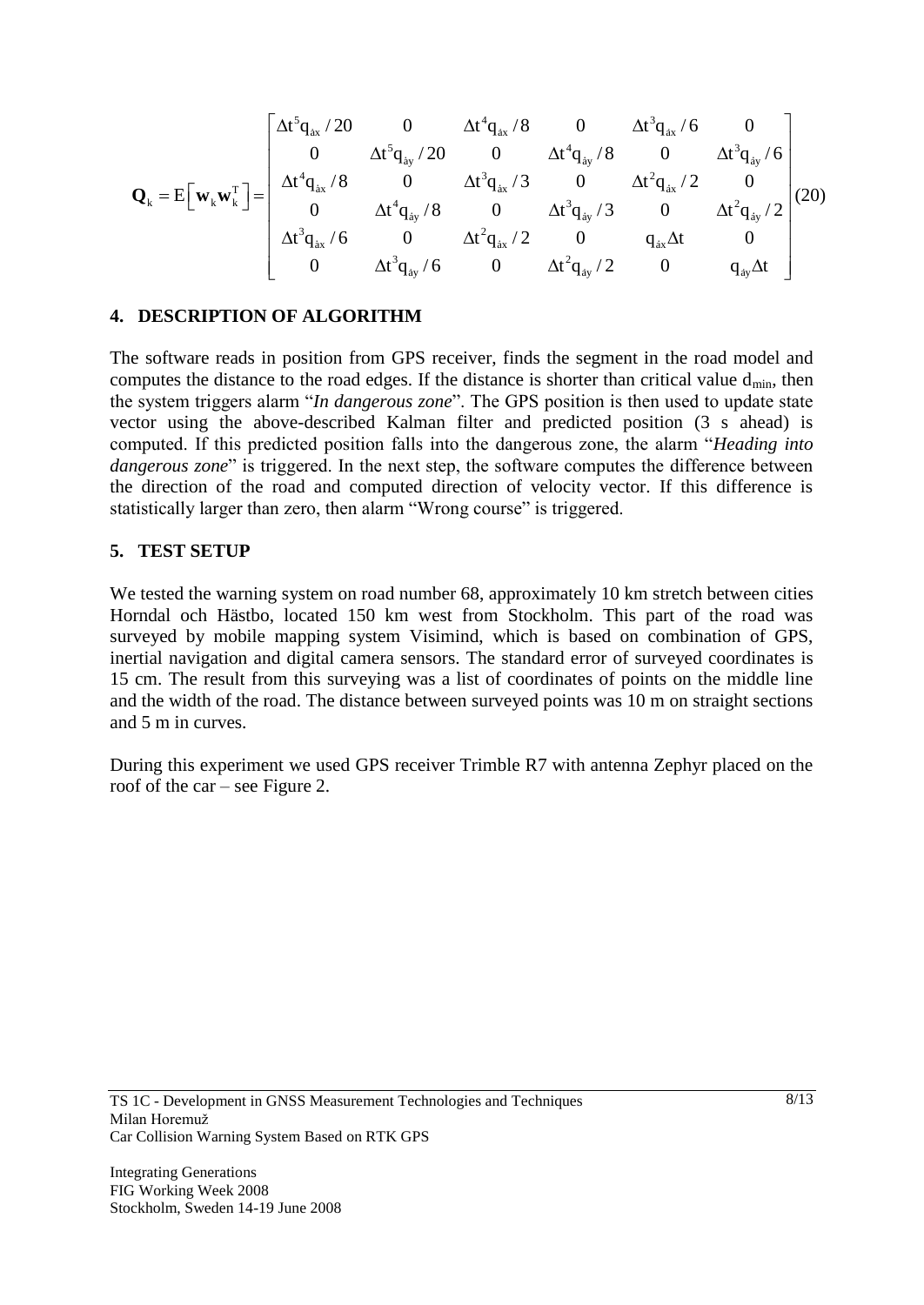$$
\mathbf{Q}_k = \mathrm{E}\left[\mathbf{w}_k \mathbf{w}_k^T\right] = \begin{bmatrix}
\Delta t^5 q_{\dot{a}x}/20 & 0 & \Delta t^4 q_{\dot{a}x}/8 & 0 & \Delta t^3 q_{\dot{a}x}/6 & 0 \\
0 & \Delta t^5 q_{\dot{a}y}/20 & 0 & \Delta t^4 q_{\dot{a}y}/8 & 0 & \Delta t^3 q_{\dot{a}y}/6 \\
\Delta t^4 q_{\dot{a}x}/8 & 0 & \Delta t^3 q_{\dot{a}x}/3 & 0 & \Delta t^2 q_{\dot{a}x}/2 & 0 \\
0 & \Delta t^4 q_{\dot{a}y}/8 & 0 & \Delta t^3 q_{\dot{a}y}/3 & 0 & \Delta t^2 q_{\dot{a}y}/2 \\
\Delta t^3 q_{\dot{a}x}/6 & 0 & \Delta t^2 q_{\dot{a}x}/2 & 0 & q_{\dot{a}x}\Delta t & 0 \\
0 & \Delta t^3 q_{\dot{a}y}/6 & 0 & \Delta t^2 q_{\dot{a}y}/2 & 0 & q_{\dot{a}y}\Delta t
\end{bmatrix} \tag{20}
$$

## 4. DESCRIPTION OF ALGORITHM

The software reads in position from GPS receiver, finds the segment in the road model and computes the distance to the road edges. If the distance is shorter than critical value $d_{min}$, then the system triggers alarm "*In dangerous zone*". The GPS position is then used to update state vector using the above-described Kalman filter and predicted position (3 s ahead) is computed. If this predicted position falls into the dangerous zone, the alarm "*Heading into dangerous zone*" is triggered. In the next step, the software computes the difference between the direction of the road and computed direction of velocity vector. If this difference is statistically larger than zero, then alarm "Wrong course" is triggered.

## 5. TEST SETUP

We tested the warning system on road number 68, approximately 10 km stretch between cities Horndal och Hästbo, located 150 km west from Stockholm. This part of the road was surveyed by mobile mapping system Visimind, which is based on combination of GPS, inertial navigation and digital camera sensors. The standard error of surveyed coordinates is 15 cm. The result from this surveying was a list of coordinates of points on the middle line and the width of the road. The distance between surveyed points was 10 m on straight sections and 5 m in curves.

During this experiment we used GPS receiver Trimble R7 with antenna Zephyr placed on the roof of the car – see Figure 2.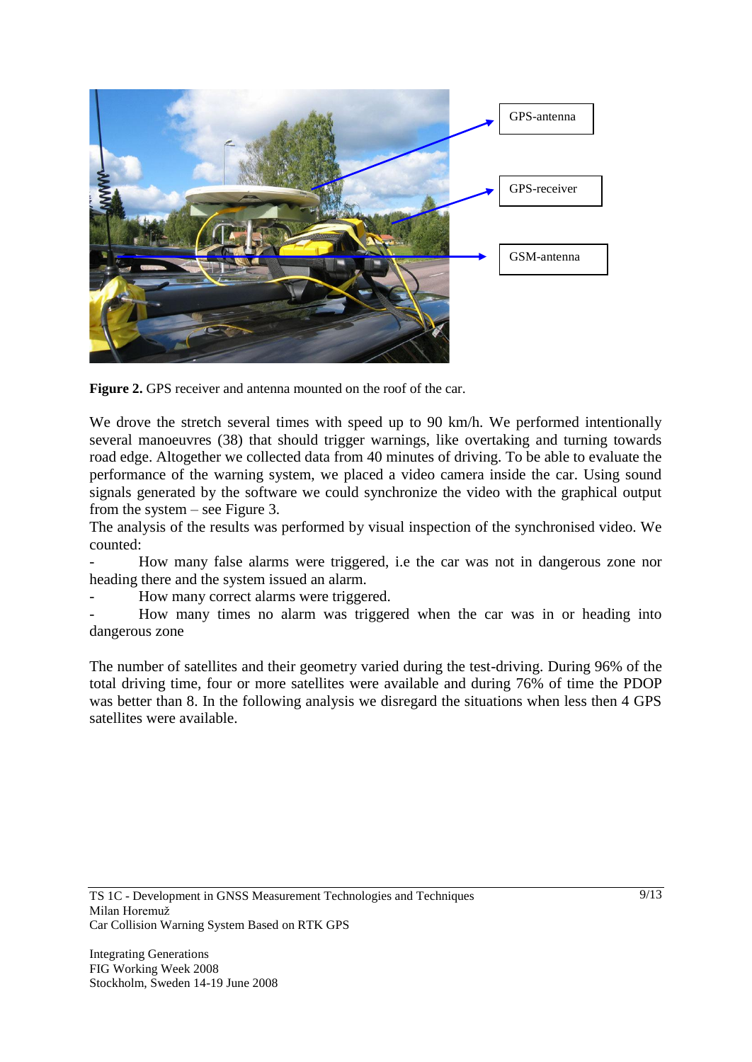**Figure 2.** GPS receiver and antenna mounted on the roof of the car.

We drove the stretch several times with speed up to 90 km/h. We performed intentionally several manoeuvres (38) that should trigger warnings, like overtaking and turning towards road edge. Altogether we collected data from 40 minutes of driving. To be able to evaluate the performance of the warning system, we placed a video camera inside the car. Using sound signals generated by the software we could synchronize the video with the graphical output from the system – see Figure 3.

The analysis of the results was performed by visual inspection of the synchronised video. We counted:

- How many false alarms were triggered, i.e the car was not in dangerous zone nor heading there and the system issued an alarm.
- How many correct alarms were triggered.
- How many times no alarm was triggered when the car was in or heading into dangerous zone

The number of satellites and their geometry varied during the test-driving. During 96% of the total driving time, four or more satellites were available and during 76% of time the PDOP was better than 8. In the following analysis we disregard the situations when less then 4 GPS satellites were available.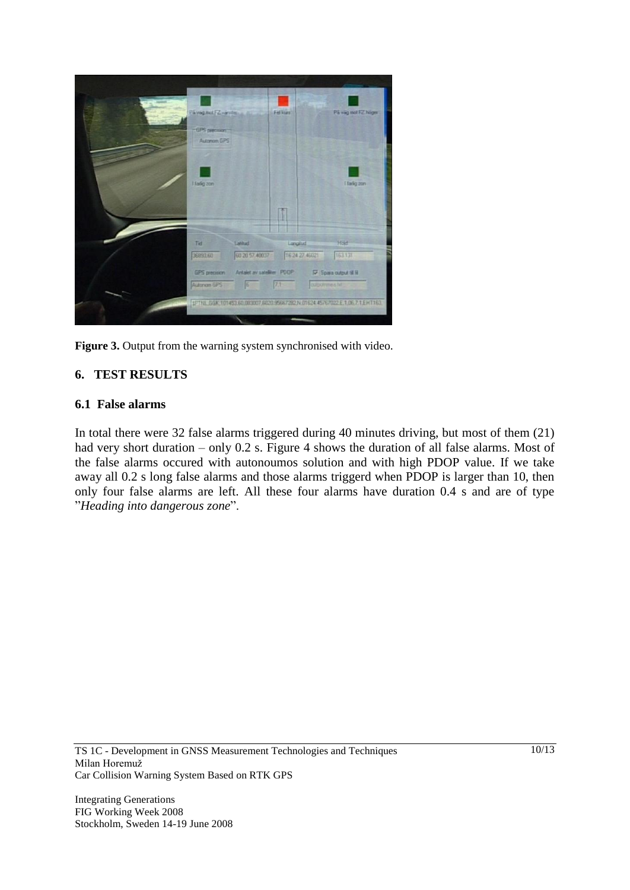Figure 3. Output from the warning system synchronised with video.

## 6. TEST RESULTS

### 6.1 False alarms

In total there were 32 false alarms triggered during 40 minutes driving, but most of them (21) had very short duration – only 0.2 s. Figure 4 shows the duration of all false alarms. Most of the false alarms occured with autonoumos solution and with high PDOP value. If we take away all 0.2 s long false alarms and those alarms triggerd when PDOP is larger than 10, then only four false alarms are left. All these four alarms have duration 0.4 s and are of type "*Heading into dangerous zone*".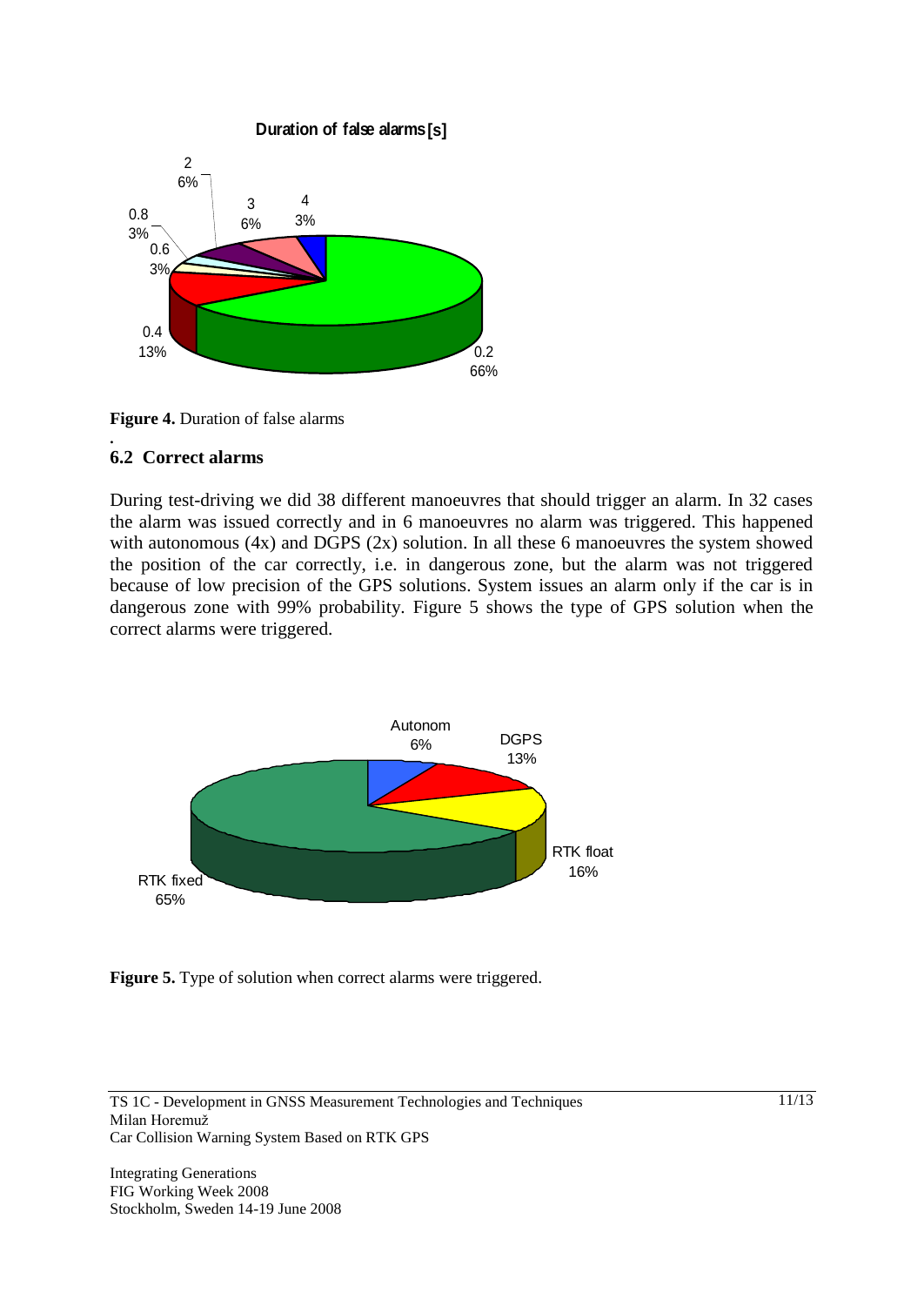**Figure 4.** Duration of false alarms

## 6.2 Correct alarms

During test-driving we did 38 different manoeuvres that should trigger an alarm. In 32 cases the alarm was issued correctly and in 6 manoeuvres no alarm was triggered. This happened with autonomous (4x) and DGPS (2x) solution. In all these 6 manoeuvres the system showed the position of the car correctly, i.e. in dangerous zone, but the alarm was not triggered because of low precision of the GPS solutions. System issues an alarm only if the car is in dangerous zone with 99% probability. Figure 5 shows the type of GPS solution when the correct alarms were triggered.

**Figure 5.** Type of solution when correct alarms were triggered.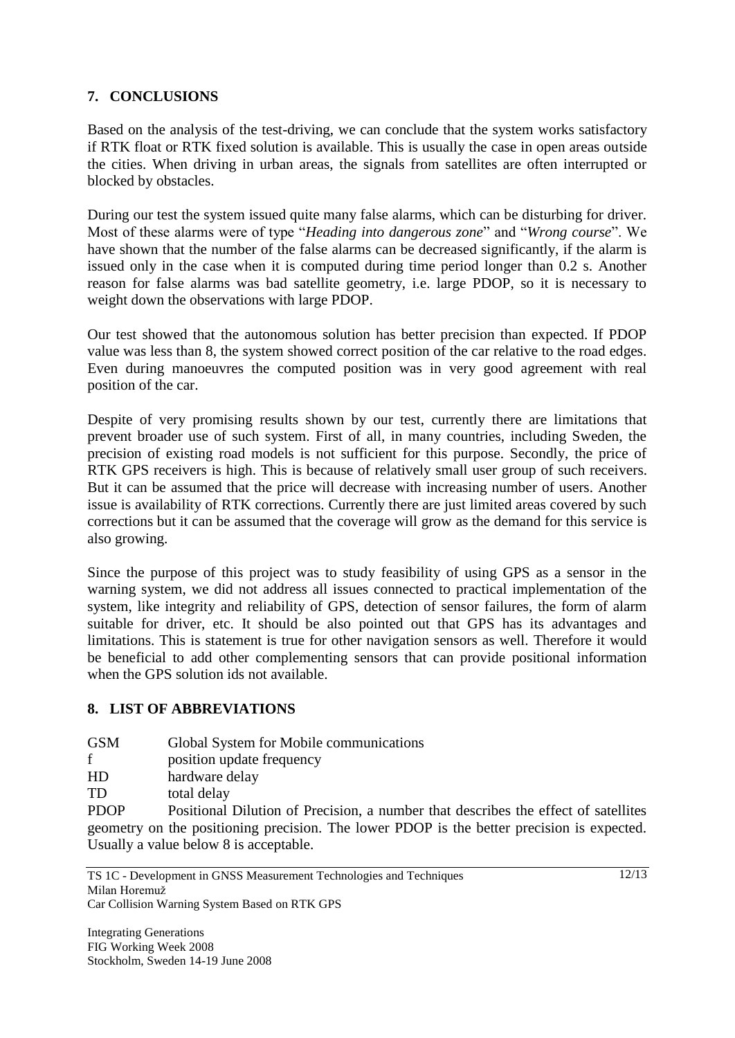## 7. CONCLUSIONS

Based on the analysis of the test-driving, we can conclude that the system works satisfactory if RTK float or RTK fixed solution is available. This is usually the case in open areas outside the cities. When driving in urban areas, the signals from satellites are often interrupted or blocked by obstacles.

During our test the system issued quite many false alarms, which can be disturbing for driver. Most of these alarms were of type "*Heading into dangerous zone*" and "*Wrong course*". We have shown that the number of the false alarms can be decreased significantly, if the alarm is issued only in the case when it is computed during time period longer than 0.2 s. Another reason for false alarms was bad satellite geometry, i.e. large PDOP, so it is necessary to weight down the observations with large PDOP.

Our test showed that the autonomous solution has better precision than expected. If PDOP value was less than 8, the system showed correct position of the car relative to the road edges. Even during manoeuvres the computed position was in very good agreement with real position of the car.

Despite of very promising results shown by our test, currently there are limitations that prevent broader use of such system. First of all, in many countries, including Sweden, the precision of existing road models is not sufficient for this purpose. Secondly, the price of RTK GPS receivers is high. This is because of relatively small user group of such receivers. But it can be assumed that the price will decrease with increasing number of users. Another issue is availability of RTK corrections. Currently there are just limited areas covered by such corrections but it can be assumed that the coverage will grow as the demand for this service is also growing.

Since the purpose of this project was to study feasibility of using GPS as a sensor in the warning system, we did not address all issues connected to practical implementation of the system, like integrity and reliability of GPS, detection of sensor failures, the form of alarm suitable for driver, etc. It should be also pointed out that GPS has its advantages and limitations. This is statement is true for other navigation sensors as well. Therefore it would be beneficial to add other complementing sensors that can provide positional information when the GPS solution ids not available.

## 8. LIST OF ABBREVIATIONS

GSM Global System for Mobile communications
f position update frequency
HD hardware delay
TD total delay
PDOP Positional Dilution of Precision, a number that describes the effect of satellites geometry on the positioning precision. The lower PDOP is the better precision is expected. Usually a value below 8 is acceptable.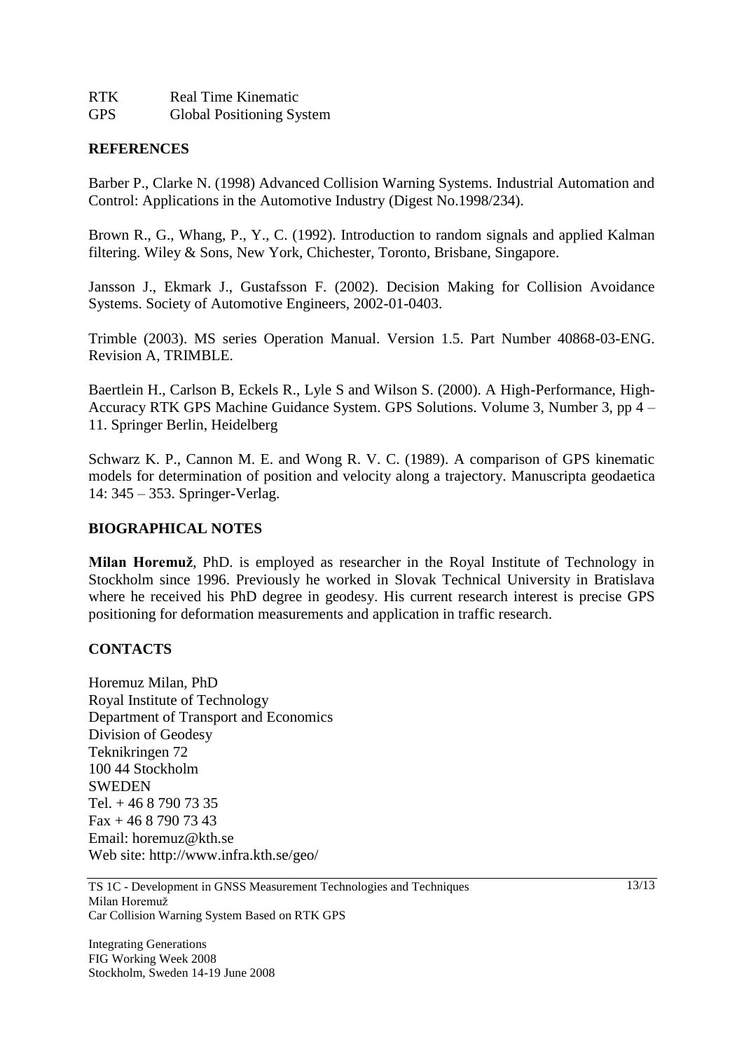RTK Real Time Kinematic
GPS Global Positioning System

## REFERENCES

Barber P., Clarke N. (1998) Advanced Collision Warning Systems. Industrial Automation and Control: Applications in the Automotive Industry (Digest No.1998/234).

Brown R., G., Whang, P., Y., C. (1992). Introduction to random signals and applied Kalman filtering. Wiley & Sons, New York, Chichester, Toronto, Brisbane, Singapore.

Jansson J., Ekmark J., Gustafsson F. (2002). Decision Making for Collision Avoidance Systems. Society of Automotive Engineers, 2002-01-0403.

Trimble (2003). MS series Operation Manual. Version 1.5. Part Number 40868-03-ENG. Revision A, TRIMBLE.

Baertlein H., Carlson B, Eckels R., Lyle S and Wilson S. (2000). A High-Performance, High-Accuracy RTK GPS Machine Guidance System. GPS Solutions. Volume 3, Number 3, pp 4 – 11. Springer Berlin, Heidelberg

Schwarz K. P., Cannon M. E. and Wong R. V. C. (1989). A comparison of GPS kinematic models for determination of position and velocity along a trajectory. Manuscripta geodaetica 14: 345 – 353. Springer-Verlag.

## BIOGRAPHICAL NOTES

**Milan Horemuž**, PhD. is employed as researcher in the Royal Institute of Technology in Stockholm since 1996. Previously he worked in Slovak Technical University in Bratislava where he received his PhD degree in geodesy. His current research interest is precise GPS positioning for deformation measurements and application in traffic research.

## CONTACTS

Horemuz Milan, PhD
Royal Institute of Technology
Department of Transport and Economics
Division of Geodesy
Teknikringen 72
100 44 Stockholm
SWEDEN
Tel. + 46 8 790 73 35
Fax + 46 8 790 73 43
Email: horemuz@kth.se
Web site: http://www.infra.kth.se/geo/